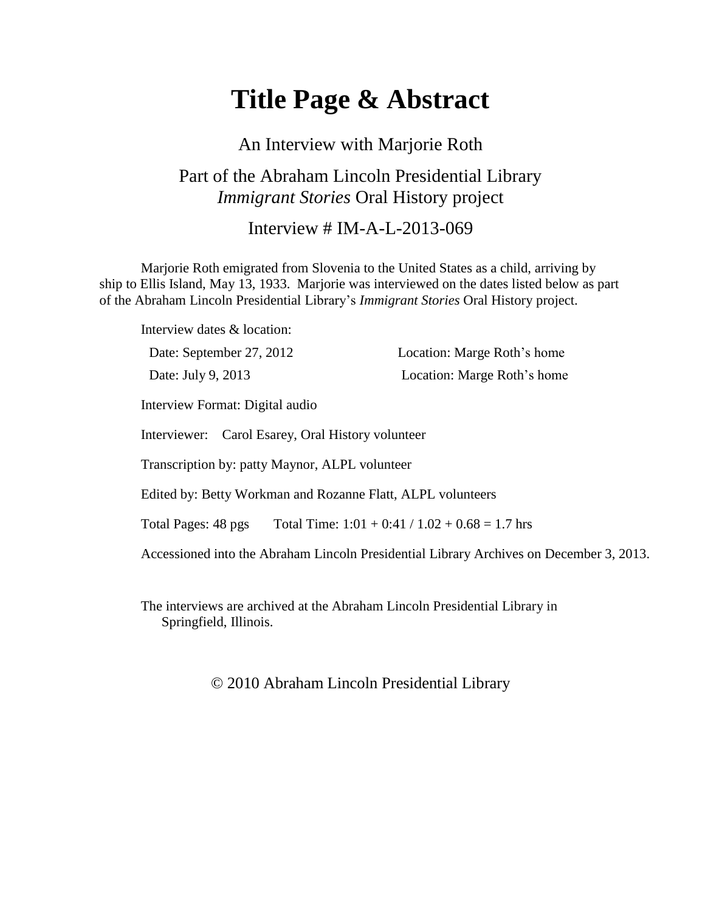# Title Page & Abstract

An Interview with Marjorie Roth

Part of the Abraham Lincoln Presidential Library
*Immigrant Stories* Oral History project

Interview # IM-A-L-2013-069

Marjorie Roth emigrated from Slovenia to the United States as a child, arriving by ship to Ellis Island, May 13, 1933. Marjorie was interviewed on the dates listed below as part of the Abraham Lincoln Presidential Library's *Immigrant Stories* Oral History project.

Interview dates & location:

Date: September 27, 2012 — Location: Marge Roth's home

Date: July 9, 2013 — Location: Marge Roth's home

Interview Format: Digital audio

Interviewer: Carol Esarey, Oral History volunteer

Transcription by: patty Maynor, ALPL volunteer

Edited by: Betty Workman and Rozanne Flatt, ALPL volunteers

Total Pages: 48 pgs  Total Time: 1:01 + 0:41 / 1.02 + 0.68 = 1.7 hrs

Accessioned into the Abraham Lincoln Presidential Library Archives on December 3, 2013.

The interviews are archived at the Abraham Lincoln Presidential Library in Springfield, Illinois.

© 2010 Abraham Lincoln Presidential Library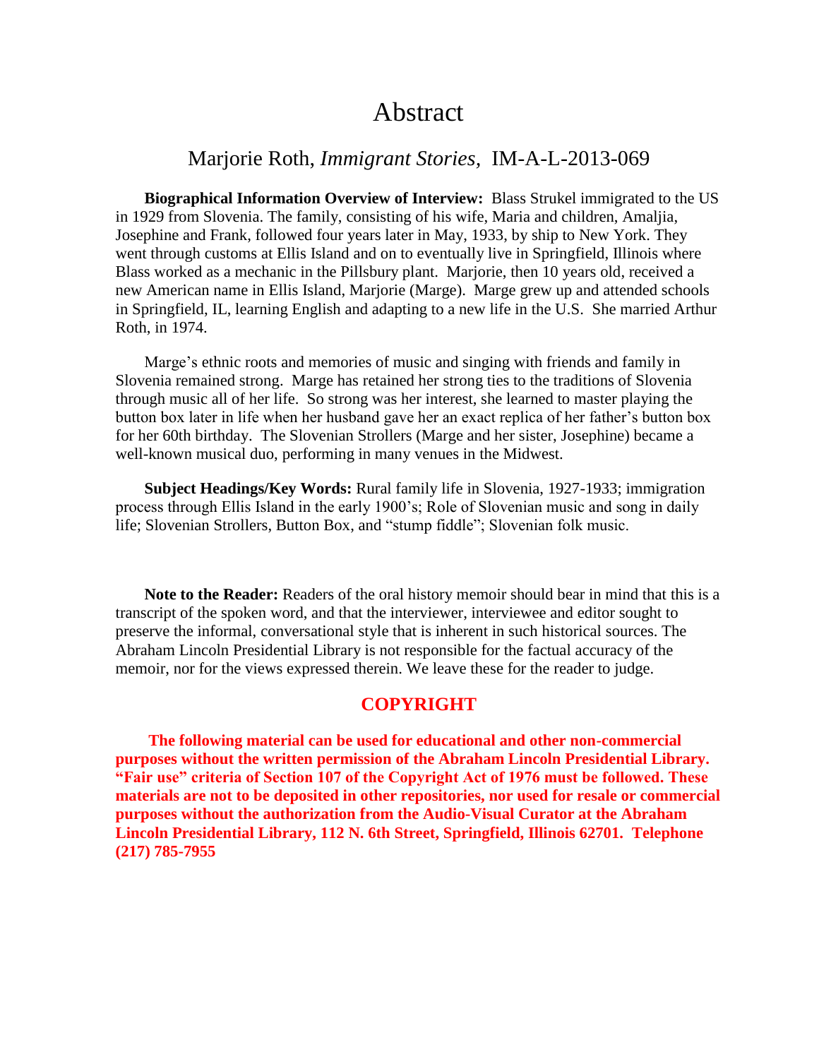# Abstract

## Marjorie Roth, *Immigrant Stories*, IM-A-L-2013-069

**Biographical Information Overview of Interview:** Blass Strukel immigrated to the US in 1929 from Slovenia. The family, consisting of his wife, Maria and children, Amaljia, Josephine and Frank, followed four years later in May, 1933, by ship to New York. They went through customs at Ellis Island and on to eventually live in Springfield, Illinois where Blass worked as a mechanic in the Pillsbury plant. Marjorie, then 10 years old, received a new American name in Ellis Island, Marjorie (Marge). Marge grew up and attended schools in Springfield, IL, learning English and adapting to a new life in the U.S. She married Arthur Roth, in 1974.

Marge's ethnic roots and memories of music and singing with friends and family in Slovenia remained strong. Marge has retained her strong ties to the traditions of Slovenia through music all of her life. So strong was her interest, she learned to master playing the button box later in life when her husband gave her an exact replica of her father's button box for her 60th birthday. The Slovenian Strollers (Marge and her sister, Josephine) became a well-known musical duo, performing in many venues in the Midwest.

**Subject Headings/Key Words:** Rural family life in Slovenia, 1927-1933; immigration process through Ellis Island in the early 1900's; Role of Slovenian music and song in daily life; Slovenian Strollers, Button Box, and "stump fiddle"; Slovenian folk music.

**Note to the Reader:** Readers of the oral history memoir should bear in mind that this is a transcript of the spoken word, and that the interviewer, interviewee and editor sought to preserve the informal, conversational style that is inherent in such historical sources. The Abraham Lincoln Presidential Library is not responsible for the factual accuracy of the memoir, nor for the views expressed therein. We leave these for the reader to judge.

### COPYRIGHT

**The following material can be used for educational and other non-commercial purposes without the written permission of the Abraham Lincoln Presidential Library. "Fair use" criteria of Section 107 of the Copyright Act of 1976 must be followed. These materials are not to be deposited in other repositories, nor used for resale or commercial purposes without the authorization from the Audio-Visual Curator at the Abraham Lincoln Presidential Library, 112 N. 6th Street, Springfield, Illinois 62701. Telephone (217) 785-7955**